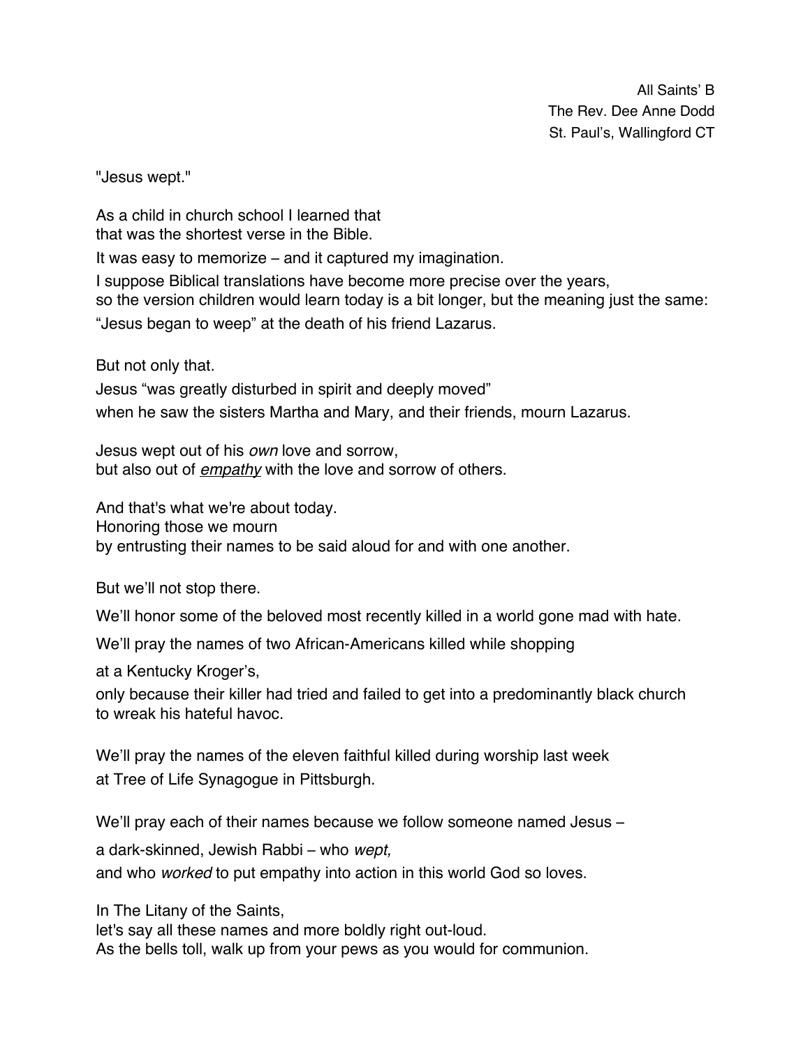All Saints' B
The Rev. Dee Anne Dodd
St. Paul's, Wallingford CT

"Jesus wept."

As a child in church school I learned that
that was the shortest verse in the Bible.
It was easy to memorize – and it captured my imagination.
I suppose Biblical translations have become more precise over the years,
so the version children would learn today is a bit longer, but the meaning just the same:
"Jesus began to weep" at the death of his friend Lazarus.

But not only that.
Jesus "was greatly disturbed in spirit and deeply moved"
when he saw the sisters Martha and Mary, and their friends, mourn Lazarus.

Jesus wept out of his *own* love and sorrow,
but also out of <u>*empathy*</u> with the love and sorrow of others.

And that's what we're about today.
Honoring those we mourn
by entrusting their names to be said aloud for and with one another.

But we'll not stop there.
We'll honor some of the beloved most recently killed in a world gone mad with hate.
We'll pray the names of two African-Americans killed while shopping
at a Kentucky Kroger's,
only because their killer had tried and failed to get into a predominantly black church
to wreak his hateful havoc.

We'll pray the names of the eleven faithful killed during worship last week
at Tree of Life Synagogue in Pittsburgh.

We'll pray each of their names because we follow someone named Jesus –
a dark-skinned, Jewish Rabbi – who *wept,*
and who *worked* to put empathy into action in this world God so loves.

In The Litany of the Saints,
let's say all these names and more boldly right out-loud.
As the bells toll, walk up from your pews as you would for communion.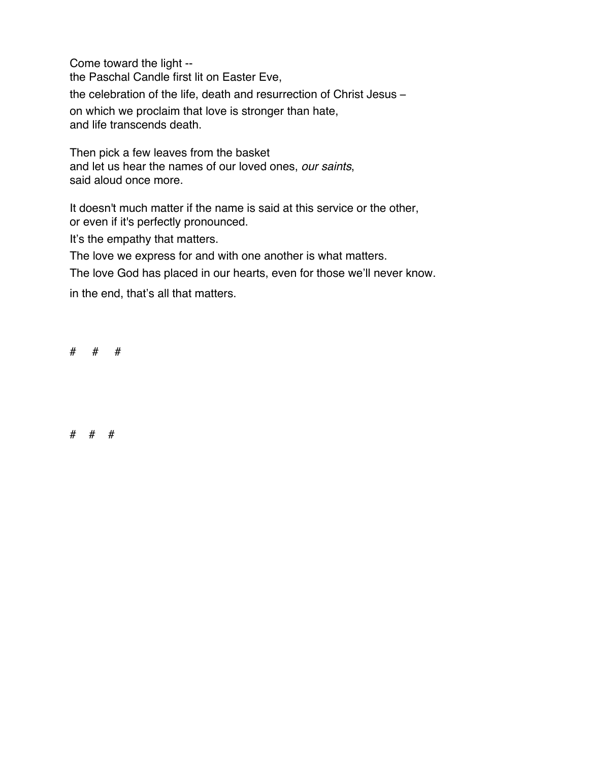Come toward the light --
the Paschal Candle first lit on Easter Eve,

the celebration of the life, death and resurrection of Christ Jesus –

on which we proclaim that love is stronger than hate,
and life transcends death.

Then pick a few leaves from the basket
and let us hear the names of our loved ones, *our saints*,
said aloud once more.

It doesn't much matter if the name is said at this service or the other,
or even if it's perfectly pronounced.

It's the empathy that matters.

The love we express for and with one another is what matters.

The love God has placed in our hearts, even for those we'll never know.

in the end, that's all that matters.

# # #

# # #